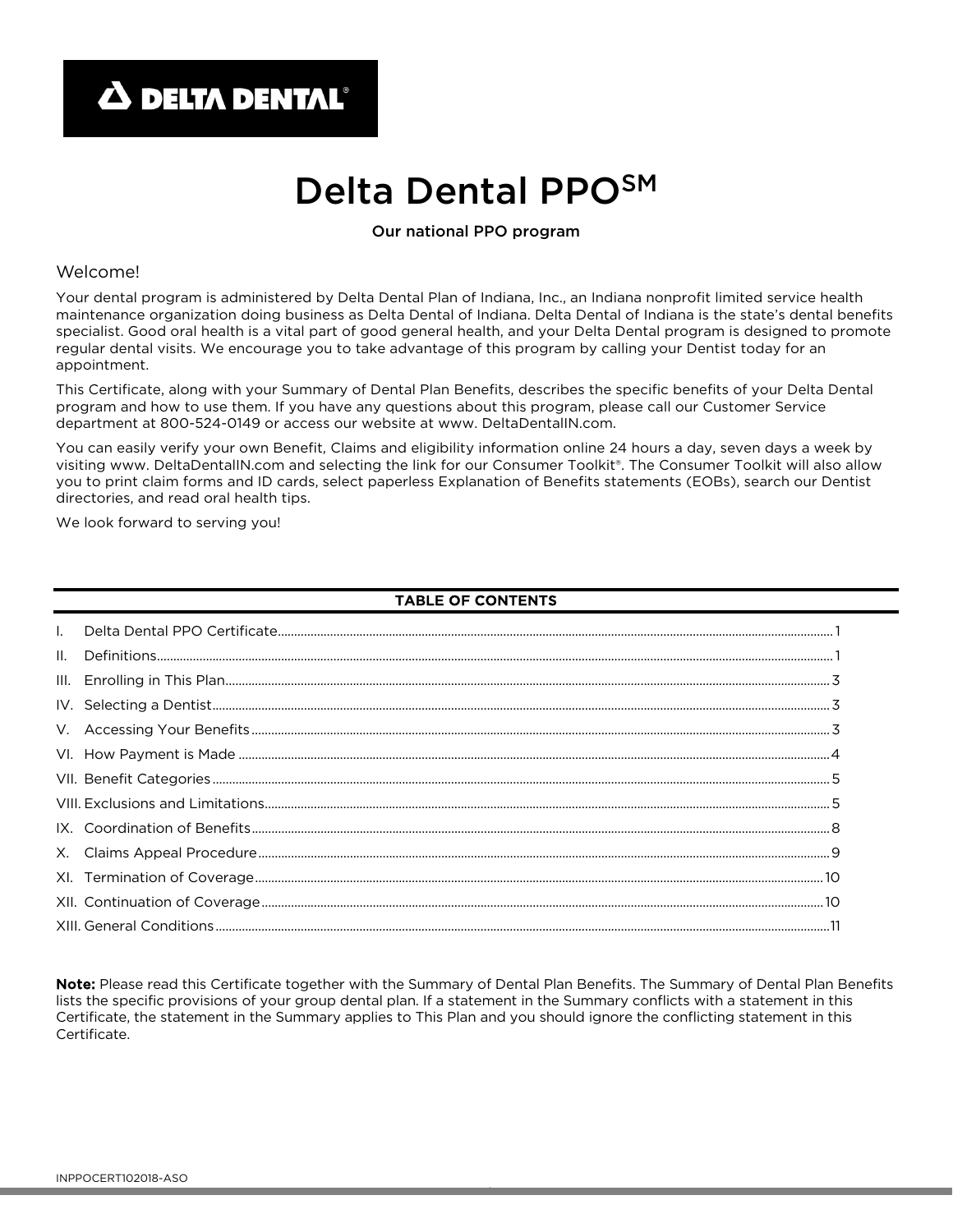**DELTA DENTAL®**

# Delta Dental PPO℠

**Our national PPO program**

## Welcome!

Your dental program is administered by Delta Dental Plan of Indiana, Inc., an Indiana nonprofit limited service health maintenance organization doing business as Delta Dental of Indiana. Delta Dental of Indiana is the state's dental benefits specialist. Good oral health is a vital part of good general health, and your Delta Dental program is designed to promote regular dental visits. We encourage you to take advantage of this program by calling your Dentist today for an appointment.

This Certificate, along with your Summary of Dental Plan Benefits, describes the specific benefits of your Delta Dental program and how to use them. If you have any questions about this program, please call our Customer Service department at 800-524-0149 or access our website at www. DeltaDentalIN.com.

You can easily verify your own Benefit, Claims and eligibility information online 24 hours a day, seven days a week by visiting www. DeltaDentalIN.com and selecting the link for our Consumer Toolkit®. The Consumer Toolkit will also allow you to print claim forms and ID cards, select paperless Explanation of Benefits statements (EOBs), search our Dentist directories, and read oral health tips.

We look forward to serving you!

## TABLE OF CONTENTS

| Section | Page |
|---|---|
| I. Delta Dental PPO Certificate | 1 |
| II. Definitions | 1 |
| III. Enrolling in This Plan | 3 |
| IV. Selecting a Dentist | 3 |
| V. Accessing Your Benefits | 3 |
| VI. How Payment is Made | 4 |
| VII. Benefit Categories | 5 |
| VIII. Exclusions and Limitations | 5 |
| IX. Coordination of Benefits | 8 |
| X. Claims Appeal Procedure | 9 |
| XI. Termination of Coverage | 10 |
| XII. Continuation of Coverage | 10 |
| XIII. General Conditions | 11 |

**Note:** Please read this Certificate together with the Summary of Dental Plan Benefits. The Summary of Dental Plan Benefits lists the specific provisions of your group dental plan. If a statement in the Summary conflicts with a statement in this Certificate, the statement in the Summary applies to This Plan and you should ignore the conflicting statement in this Certificate.

INPPOCERT102018-ASO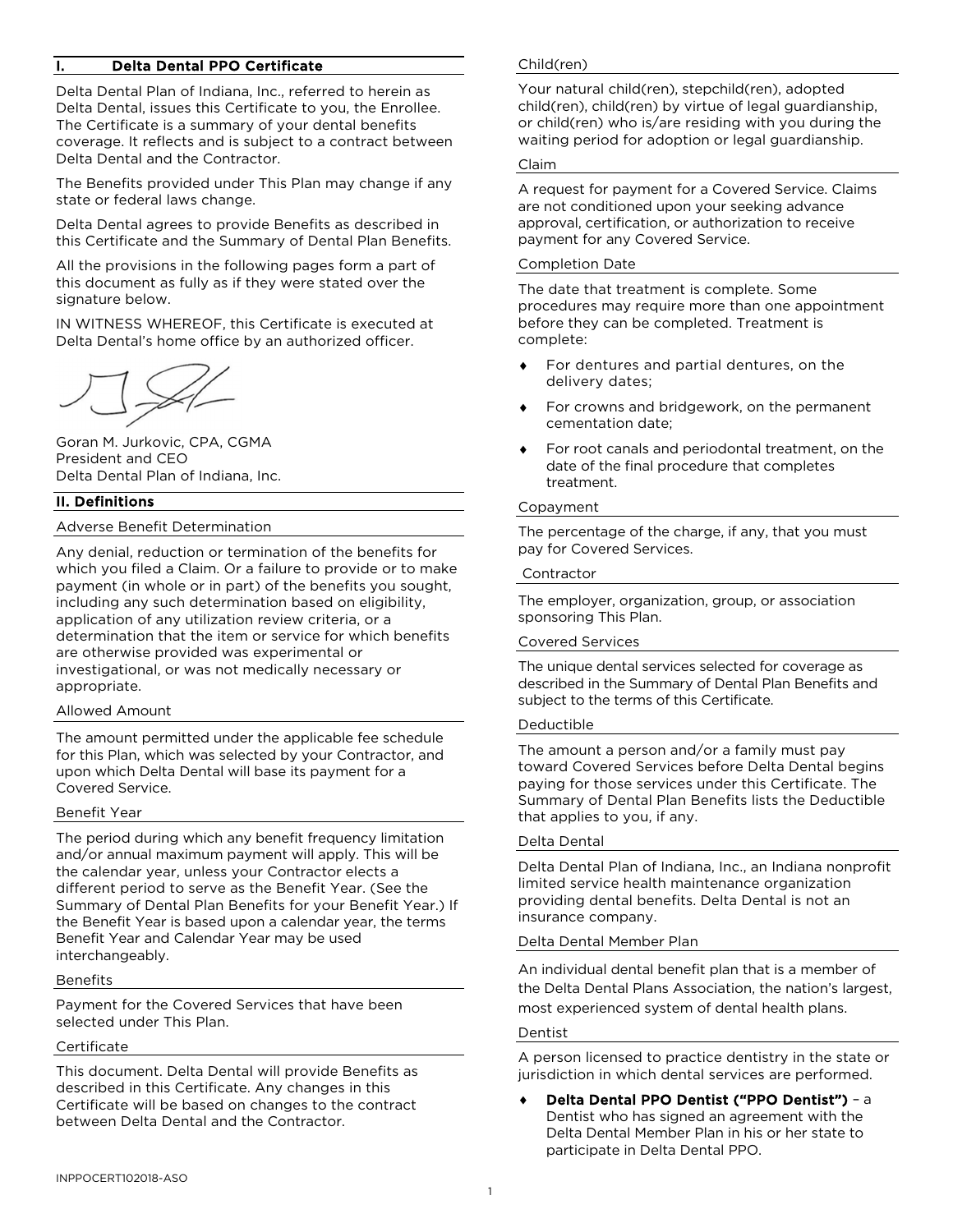## I. Delta Dental PPO Certificate

Delta Dental Plan of Indiana, Inc., referred to herein as Delta Dental, issues this Certificate to you, the Enrollee. The Certificate is a summary of your dental benefits coverage. It reflects and is subject to a contract between Delta Dental and the Contractor.

The Benefits provided under This Plan may change if any state or federal laws change.

Delta Dental agrees to provide Benefits as described in this Certificate and the Summary of Dental Plan Benefits.

All the provisions in the following pages form a part of this document as fully as if they were stated over the signature below.

IN WITNESS WHEREOF, this Certificate is executed at Delta Dental's home office by an authorized officer.

Goran M. Jurkovic, CPA, CGMA
President and CEO
Delta Dental Plan of Indiana, Inc.

## II. Definitions

### Adverse Benefit Determination

Any denial, reduction or termination of the benefits for which you filed a Claim. Or a failure to provide or to make payment (in whole or in part) of the benefits you sought, including any such determination based on eligibility, application of any utilization review criteria, or a determination that the item or service for which benefits are otherwise provided was experimental or investigational, or was not medically necessary or appropriate.

### Allowed Amount

The amount permitted under the applicable fee schedule for this Plan, which was selected by your Contractor, and upon which Delta Dental will base its payment for a Covered Service.

### Benefit Year

The period during which any benefit frequency limitation and/or annual maximum payment will apply. This will be the calendar year, unless your Contractor elects a different period to serve as the Benefit Year. (See the Summary of Dental Plan Benefits for your Benefit Year.) If the Benefit Year is based upon a calendar year, the terms Benefit Year and Calendar Year may be used interchangeably.

### Benefits

Payment for the Covered Services that have been selected under This Plan.

### Certificate

This document. Delta Dental will provide Benefits as described in this Certificate. Any changes in this Certificate will be based on changes to the contract between Delta Dental and the Contractor.

### Child(ren)

Your natural child(ren), stepchild(ren), adopted child(ren), child(ren) by virtue of legal guardianship, or child(ren) who is/are residing with you during the waiting period for adoption or legal guardianship.

### Claim

A request for payment for a Covered Service. Claims are not conditioned upon your seeking advance approval, certification, or authorization to receive payment for any Covered Service.

### Completion Date

The date that treatment is complete. Some procedures may require more than one appointment before they can be completed. Treatment is complete:

- For dentures and partial dentures, on the delivery dates;
- For crowns and bridgework, on the permanent cementation date;
- For root canals and periodontal treatment, on the date of the final procedure that completes treatment.

### Copayment

The percentage of the charge, if any, that you must pay for Covered Services.

### Contractor

The employer, organization, group, or association sponsoring This Plan.

### Covered Services

The unique dental services selected for coverage as described in the Summary of Dental Plan Benefits and subject to the terms of this Certificate.

### Deductible

The amount a person and/or a family must pay toward Covered Services before Delta Dental begins paying for those services under this Certificate. The Summary of Dental Plan Benefits lists the Deductible that applies to you, if any.

### Delta Dental

Delta Dental Plan of Indiana, Inc., an Indiana nonprofit limited service health maintenance organization providing dental benefits. Delta Dental is not an insurance company.

### Delta Dental Member Plan

An individual dental benefit plan that is a member of the Delta Dental Plans Association, the nation's largest, most experienced system of dental health plans.

### Dentist

A person licensed to practice dentistry in the state or jurisdiction in which dental services are performed.

- **Delta Dental PPO Dentist ("PPO Dentist")** – a Dentist who has signed an agreement with the Delta Dental Member Plan in his or her state to participate in Delta Dental PPO.

INPPOCERT102018-ASO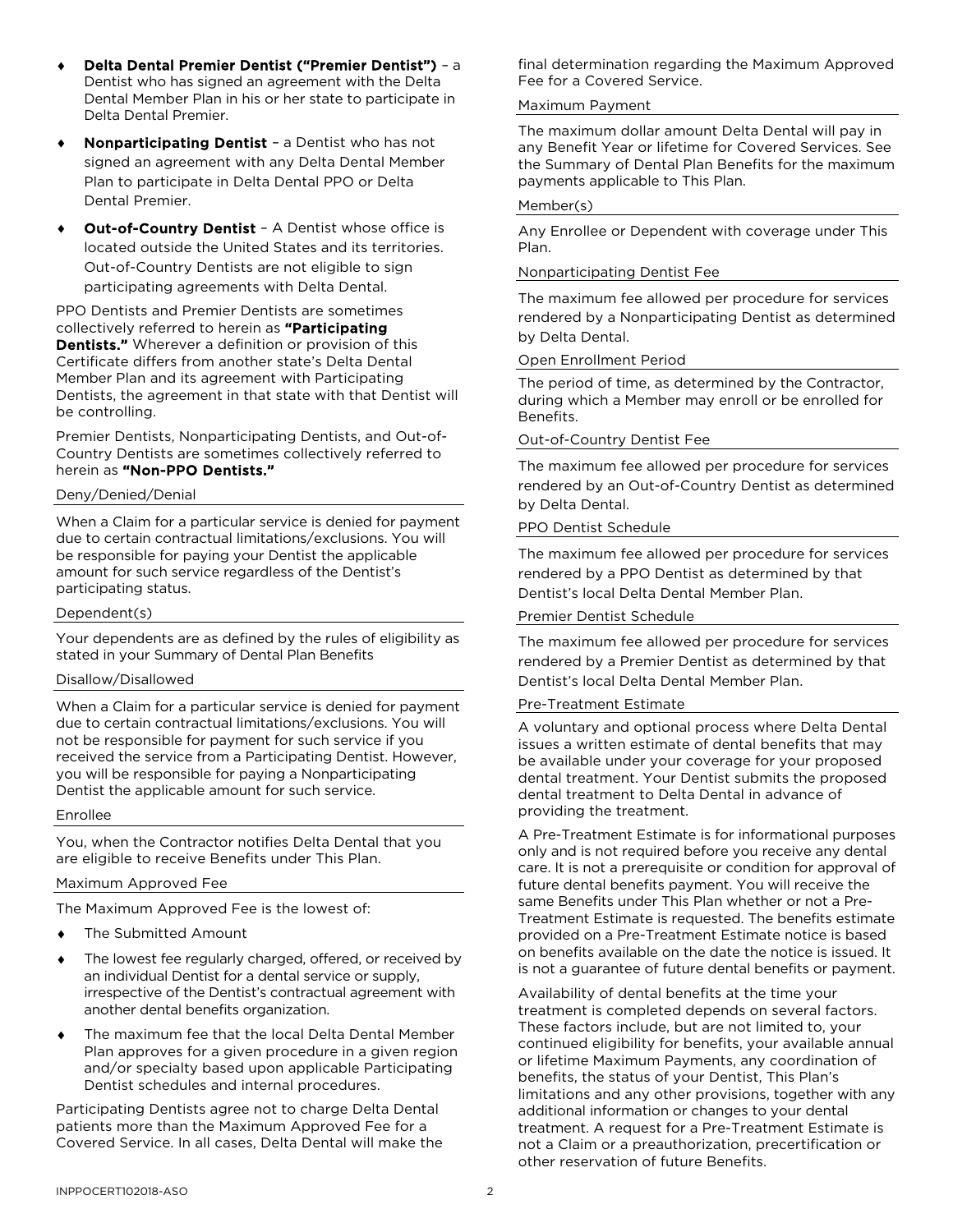- **Delta Dental Premier Dentist ("Premier Dentist")** – a Dentist who has signed an agreement with the Delta Dental Member Plan in his or her state to participate in Delta Dental Premier.
- **Nonparticipating Dentist** – a Dentist who has not signed an agreement with any Delta Dental Member Plan to participate in Delta Dental PPO or Delta Dental Premier.
- **Out-of-Country Dentist** – A Dentist whose office is located outside the United States and its territories. Out-of-Country Dentists are not eligible to sign participating agreements with Delta Dental.

PPO Dentists and Premier Dentists are sometimes collectively referred to herein as **"Participating Dentists."** Wherever a definition or provision of this Certificate differs from another state's Delta Dental Member Plan and its agreement with Participating Dentists, the agreement in that state with that Dentist will be controlling.

Premier Dentists, Nonparticipating Dentists, and Out-of-Country Dentists are sometimes collectively referred to herein as **"Non-PPO Dentists."**

Deny/Denied/Denial

When a Claim for a particular service is denied for payment due to certain contractual limitations/exclusions. You will be responsible for paying your Dentist the applicable amount for such service regardless of the Dentist's participating status.

Dependent(s)

Your dependents are as defined by the rules of eligibility as stated in your Summary of Dental Plan Benefits

Disallow/Disallowed

When a Claim for a particular service is denied for payment due to certain contractual limitations/exclusions. You will not be responsible for payment for such service if you received the service from a Participating Dentist. However, you will be responsible for paying a Nonparticipating Dentist the applicable amount for such service.

Enrollee

You, when the Contractor notifies Delta Dental that you are eligible to receive Benefits under This Plan.

Maximum Approved Fee

The Maximum Approved Fee is the lowest of:

- The Submitted Amount
- The lowest fee regularly charged, offered, or received by an individual Dentist for a dental service or supply, irrespective of the Dentist's contractual agreement with another dental benefits organization.
- The maximum fee that the local Delta Dental Member Plan approves for a given procedure in a given region and/or specialty based upon applicable Participating Dentist schedules and internal procedures.

Participating Dentists agree not to charge Delta Dental patients more than the Maximum Approved Fee for a Covered Service. In all cases, Delta Dental will make the final determination regarding the Maximum Approved Fee for a Covered Service.

Maximum Payment

The maximum dollar amount Delta Dental will pay in any Benefit Year or lifetime for Covered Services. See the Summary of Dental Plan Benefits for the maximum payments applicable to This Plan.

Member(s)

Any Enrollee or Dependent with coverage under This Plan.

Nonparticipating Dentist Fee

The maximum fee allowed per procedure for services rendered by a Nonparticipating Dentist as determined by Delta Dental.

Open Enrollment Period

The period of time, as determined by the Contractor, during which a Member may enroll or be enrolled for Benefits.

Out-of-Country Dentist Fee

The maximum fee allowed per procedure for services rendered by an Out-of-Country Dentist as determined by Delta Dental.

PPO Dentist Schedule

The maximum fee allowed per procedure for services rendered by a PPO Dentist as determined by that Dentist's local Delta Dental Member Plan.

Premier Dentist Schedule

The maximum fee allowed per procedure for services rendered by a Premier Dentist as determined by that Dentist's local Delta Dental Member Plan.

Pre-Treatment Estimate

A voluntary and optional process where Delta Dental issues a written estimate of dental benefits that may be available under your coverage for your proposed dental treatment. Your Dentist submits the proposed dental treatment to Delta Dental in advance of providing the treatment.

A Pre-Treatment Estimate is for informational purposes only and is not required before you receive any dental care. It is not a prerequisite or condition for approval of future dental benefits payment. You will receive the same Benefits under This Plan whether or not a Pre-Treatment Estimate is requested. The benefits estimate provided on a Pre-Treatment Estimate notice is based on benefits available on the date the notice is issued. It is not a guarantee of future dental benefits or payment.

Availability of dental benefits at the time your treatment is completed depends on several factors. These factors include, but are not limited to, your continued eligibility for benefits, your available annual or lifetime Maximum Payments, any coordination of benefits, the status of your Dentist, This Plan's limitations and any other provisions, together with any additional information or changes to your dental treatment. A request for a Pre-Treatment Estimate is not a Claim or a preauthorization, precertification or other reservation of future Benefits.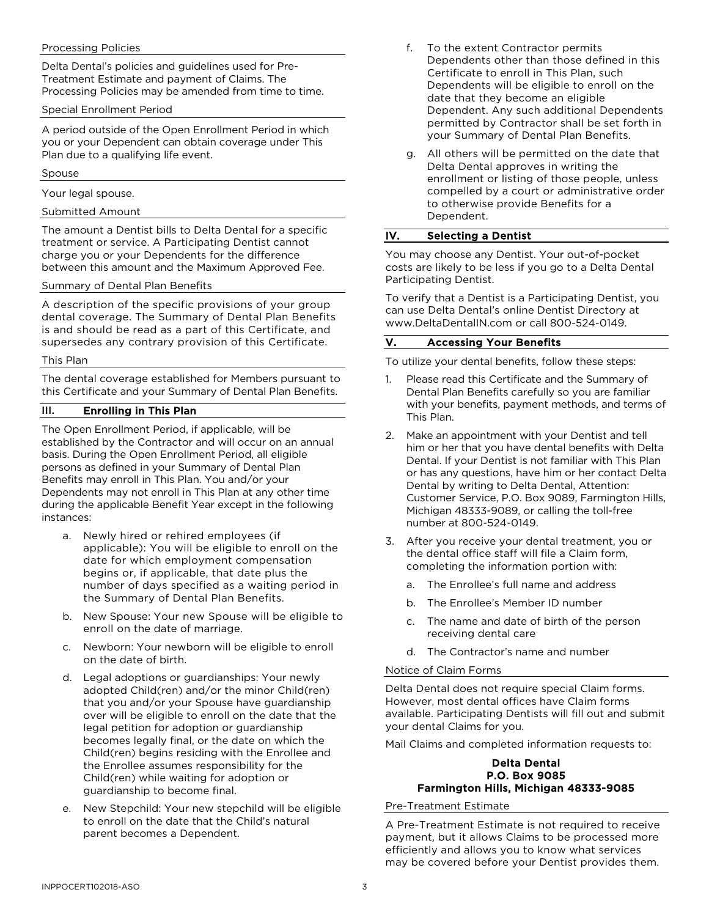Processing Policies

Delta Dental's policies and guidelines used for Pre-Treatment Estimate and payment of Claims. The Processing Policies may be amended from time to time.

Special Enrollment Period

A period outside of the Open Enrollment Period in which you or your Dependent can obtain coverage under This Plan due to a qualifying life event.

Spouse

Your legal spouse.

Submitted Amount

The amount a Dentist bills to Delta Dental for a specific treatment or service. A Participating Dentist cannot charge you or your Dependents for the difference between this amount and the Maximum Approved Fee.

Summary of Dental Plan Benefits

A description of the specific provisions of your group dental coverage. The Summary of Dental Plan Benefits is and should be read as a part of this Certificate, and supersedes any contrary provision of this Certificate.

This Plan

The dental coverage established for Members pursuant to this Certificate and your Summary of Dental Plan Benefits.

## III. Enrolling in This Plan

The Open Enrollment Period, if applicable, will be established by the Contractor and will occur on an annual basis. During the Open Enrollment Period, all eligible persons as defined in your Summary of Dental Plan Benefits may enroll in This Plan. You and/or your Dependents may not enroll in This Plan at any other time during the applicable Benefit Year except in the following instances:

a. Newly hired or rehired employees (if applicable): You will be eligible to enroll on the date for which employment compensation begins or, if applicable, that date plus the number of days specified as a waiting period in the Summary of Dental Plan Benefits.

b. New Spouse: Your new Spouse will be eligible to enroll on the date of marriage.

c. Newborn: Your newborn will be eligible to enroll on the date of birth.

d. Legal adoptions or guardianships: Your newly adopted Child(ren) and/or the minor Child(ren) that you and/or your Spouse have guardianship over will be eligible to enroll on the date that the legal petition for adoption or guardianship becomes legally final, or the date on which the Child(ren) begins residing with the Enrollee and the Enrollee assumes responsibility for the Child(ren) while waiting for adoption or guardianship to become final.

e. New Stepchild: Your new stepchild will be eligible to enroll on the date that the Child's natural parent becomes a Dependent.

f. To the extent Contractor permits Dependents other than those defined in this Certificate to enroll in This Plan, such Dependents will be eligible to enroll on the date that they become an eligible Dependent. Any such additional Dependents permitted by Contractor shall be set forth in your Summary of Dental Plan Benefits.

g. All others will be permitted on the date that Delta Dental approves in writing the enrollment or listing of those people, unless compelled by a court or administrative order to otherwise provide Benefits for a Dependent.

## IV. Selecting a Dentist

You may choose any Dentist. Your out-of-pocket costs are likely to be less if you go to a Delta Dental Participating Dentist.

To verify that a Dentist is a Participating Dentist, you can use Delta Dental's online Dentist Directory at www.DeltaDentalIN.com or call 800-524-0149.

## V. Accessing Your Benefits

To utilize your dental benefits, follow these steps:

1. Please read this Certificate and the Summary of Dental Plan Benefits carefully so you are familiar with your benefits, payment methods, and terms of This Plan.

2. Make an appointment with your Dentist and tell him or her that you have dental benefits with Delta Dental. If your Dentist is not familiar with This Plan or has any questions, have him or her contact Delta Dental by writing to Delta Dental, Attention: Customer Service, P.O. Box 9089, Farmington Hills, Michigan 48333-9089, or calling the toll-free number at 800-524-0149.

3. After you receive your dental treatment, you or the dental office staff will file a Claim form, completing the information portion with:

   a. The Enrollee's full name and address

   b. The Enrollee's Member ID number

   c. The name and date of birth of the person receiving dental care

   d. The Contractor's name and number

Notice of Claim Forms

Delta Dental does not require special Claim forms. However, most dental offices have Claim forms available. Participating Dentists will fill out and submit your dental Claims for you.

Mail Claims and completed information requests to:

**Delta Dental**
**P.O. Box 9085**
**Farmington Hills, Michigan 48333-9085**

Pre-Treatment Estimate

A Pre-Treatment Estimate is not required to receive payment, but it allows Claims to be processed more efficiently and allows you to know what services may be covered before your Dentist provides them.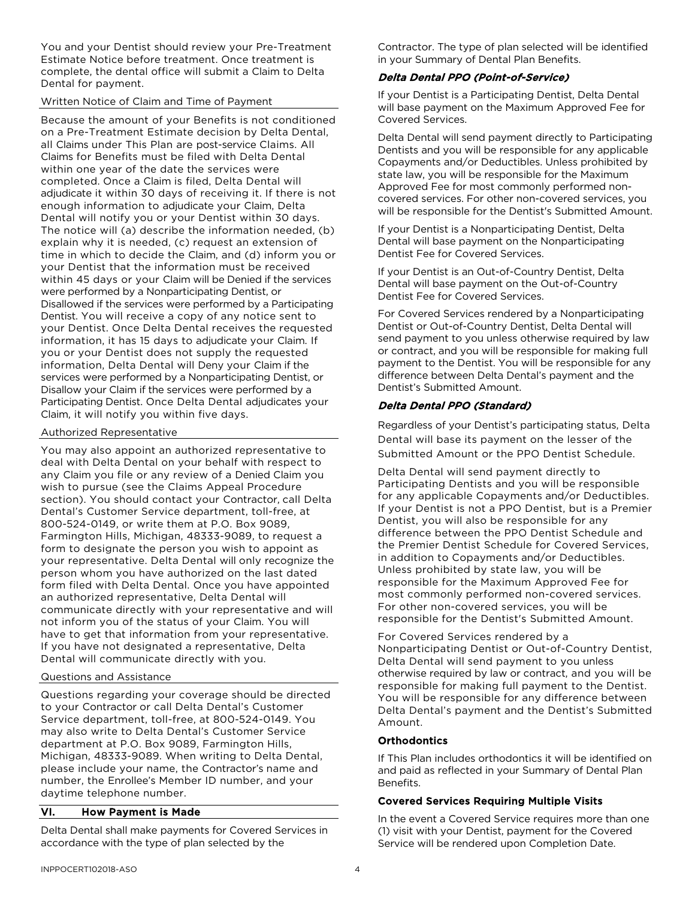You and your Dentist should review your Pre-Treatment Estimate Notice before treatment. Once treatment is complete, the dental office will submit a Claim to Delta Dental for payment.

Written Notice of Claim and Time of Payment

Because the amount of your Benefits is not conditioned on a Pre-Treatment Estimate decision by Delta Dental, all Claims under This Plan are post-service Claims. All Claims for Benefits must be filed with Delta Dental within one year of the date the services were completed. Once a Claim is filed, Delta Dental will adjudicate it within 30 days of receiving it. If there is not enough information to adjudicate your Claim, Delta Dental will notify you or your Dentist within 30 days. The notice will (a) describe the information needed, (b) explain why it is needed, (c) request an extension of time in which to decide the Claim, and (d) inform you or your Dentist that the information must be received within 45 days or your Claim will be Denied if the services were performed by a Nonparticipating Dentist, or Disallowed if the services were performed by a Participating Dentist. You will receive a copy of any notice sent to your Dentist. Once Delta Dental receives the requested information, it has 15 days to adjudicate your Claim. If you or your Dentist does not supply the requested information, Delta Dental will Deny your Claim if the services were performed by a Nonparticipating Dentist, or Disallow your Claim if the services were performed by a Participating Dentist. Once Delta Dental adjudicates your Claim, it will notify you within five days.

Authorized Representative

You may also appoint an authorized representative to deal with Delta Dental on your behalf with respect to any Claim you file or any review of a Denied Claim you wish to pursue (see the Claims Appeal Procedure section). You should contact your Contractor, call Delta Dental's Customer Service department, toll-free, at 800-524-0149, or write them at P.O. Box 9089, Farmington Hills, Michigan, 48333-9089, to request a form to designate the person you wish to appoint as your representative. Delta Dental will only recognize the person whom you have authorized on the last dated form filed with Delta Dental. Once you have appointed an authorized representative, Delta Dental will communicate directly with your representative and will not inform you of the status of your Claim. You will have to get that information from your representative. If you have not designated a representative, Delta Dental will communicate directly with you.

Questions and Assistance

Questions regarding your coverage should be directed to your Contractor or call Delta Dental's Customer Service department, toll-free, at 800-524-0149. You may also write to Delta Dental's Customer Service department at P.O. Box 9089, Farmington Hills, Michigan, 48333-9089. When writing to Delta Dental, please include your name, the Contractor's name and number, the Enrollee's Member ID number, and your daytime telephone number.

## VI. How Payment is Made

Delta Dental shall make payments for Covered Services in accordance with the type of plan selected by the Contractor. The type of plan selected will be identified in your Summary of Dental Plan Benefits.

### *Delta Dental PPO (Point-of-Service)*

If your Dentist is a Participating Dentist, Delta Dental will base payment on the Maximum Approved Fee for Covered Services.

Delta Dental will send payment directly to Participating Dentists and you will be responsible for any applicable Copayments and/or Deductibles. Unless prohibited by state law, you will be responsible for the Maximum Approved Fee for most commonly performed non-covered services. For other non-covered services, you will be responsible for the Dentist's Submitted Amount.

If your Dentist is a Nonparticipating Dentist, Delta Dental will base payment on the Nonparticipating Dentist Fee for Covered Services.

If your Dentist is an Out-of-Country Dentist, Delta Dental will base payment on the Out-of-Country Dentist Fee for Covered Services.

For Covered Services rendered by a Nonparticipating Dentist or Out-of-Country Dentist, Delta Dental will send payment to you unless otherwise required by law or contract, and you will be responsible for making full payment to the Dentist. You will be responsible for any difference between Delta Dental's payment and the Dentist's Submitted Amount.

### *Delta Dental PPO (Standard)*

Regardless of your Dentist's participating status, Delta Dental will base its payment on the lesser of the Submitted Amount or the PPO Dentist Schedule.

Delta Dental will send payment directly to Participating Dentists and you will be responsible for any applicable Copayments and/or Deductibles. If your Dentist is not a PPO Dentist, but is a Premier Dentist, you will also be responsible for any difference between the PPO Dentist Schedule and the Premier Dentist Schedule for Covered Services, in addition to Copayments and/or Deductibles. Unless prohibited by state law, you will be responsible for the Maximum Approved Fee for most commonly performed non-covered services. For other non-covered services, you will be responsible for the Dentist's Submitted Amount.

For Covered Services rendered by a Nonparticipating Dentist or Out-of-Country Dentist, Delta Dental will send payment to you unless otherwise required by law or contract, and you will be responsible for making full payment to the Dentist. You will be responsible for any difference between Delta Dental's payment and the Dentist's Submitted Amount.

### Orthodontics

If This Plan includes orthodontics it will be identified on and paid as reflected in your Summary of Dental Plan Benefits.

### Covered Services Requiring Multiple Visits

In the event a Covered Service requires more than one (1) visit with your Dentist, payment for the Covered Service will be rendered upon Completion Date.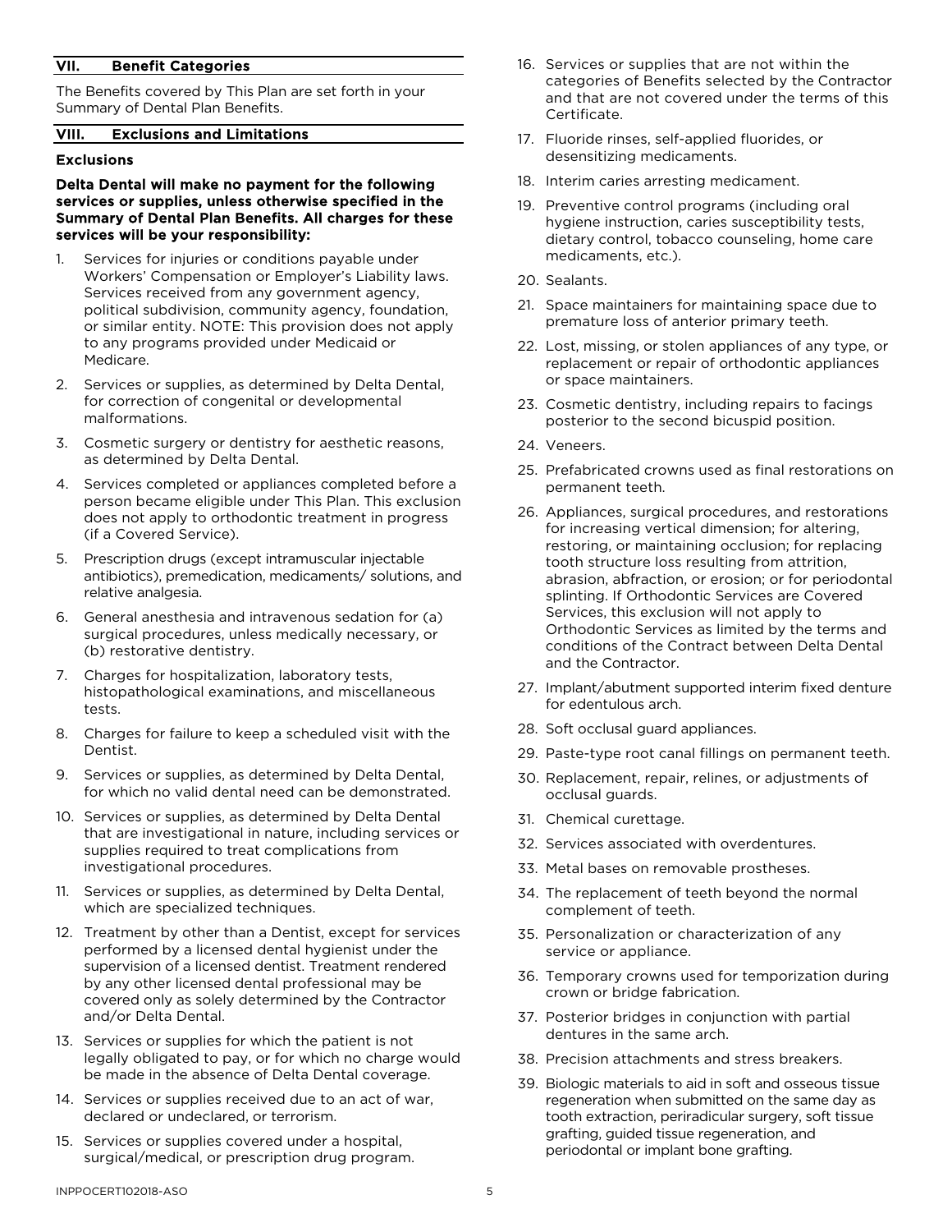## VII. Benefit Categories

The Benefits covered by This Plan are set forth in your Summary of Dental Plan Benefits.

## VIII. Exclusions and Limitations

### Exclusions

**Delta Dental will make no payment for the following services or supplies, unless otherwise specified in the Summary of Dental Plan Benefits. All charges for these services will be your responsibility:**

1. Services for injuries or conditions payable under Workers' Compensation or Employer's Liability laws. Services received from any government agency, political subdivision, community agency, foundation, or similar entity. NOTE: This provision does not apply to any programs provided under Medicaid or Medicare.
2. Services or supplies, as determined by Delta Dental, for correction of congenital or developmental malformations.
3. Cosmetic surgery or dentistry for aesthetic reasons, as determined by Delta Dental.
4. Services completed or appliances completed before a person became eligible under This Plan. This exclusion does not apply to orthodontic treatment in progress (if a Covered Service).
5. Prescription drugs (except intramuscular injectable antibiotics), premedication, medicaments/ solutions, and relative analgesia.
6. General anesthesia and intravenous sedation for (a) surgical procedures, unless medically necessary, or (b) restorative dentistry.
7. Charges for hospitalization, laboratory tests, histopathological examinations, and miscellaneous tests.
8. Charges for failure to keep a scheduled visit with the Dentist.
9. Services or supplies, as determined by Delta Dental, for which no valid dental need can be demonstrated.
10. Services or supplies, as determined by Delta Dental that are investigational in nature, including services or supplies required to treat complications from investigational procedures.
11. Services or supplies, as determined by Delta Dental, which are specialized techniques.
12. Treatment by other than a Dentist, except for services performed by a licensed dental hygienist under the supervision of a licensed dentist. Treatment rendered by any other licensed dental professional may be covered only as solely determined by the Contractor and/or Delta Dental.
13. Services or supplies for which the patient is not legally obligated to pay, or for which no charge would be made in the absence of Delta Dental coverage.
14. Services or supplies received due to an act of war, declared or undeclared, or terrorism.
15. Services or supplies covered under a hospital, surgical/medical, or prescription drug program.
16. Services or supplies that are not within the categories of Benefits selected by the Contractor and that are not covered under the terms of this Certificate.
17. Fluoride rinses, self-applied fluorides, or desensitizing medicaments.
18. Interim caries arresting medicament.
19. Preventive control programs (including oral hygiene instruction, caries susceptibility tests, dietary control, tobacco counseling, home care medicaments, etc.).
20. Sealants.
21. Space maintainers for maintaining space due to premature loss of anterior primary teeth.
22. Lost, missing, or stolen appliances of any type, or replacement or repair of orthodontic appliances or space maintainers.
23. Cosmetic dentistry, including repairs to facings posterior to the second bicuspid position.
24. Veneers.
25. Prefabricated crowns used as final restorations on permanent teeth.
26. Appliances, surgical procedures, and restorations for increasing vertical dimension; for altering, restoring, or maintaining occlusion; for replacing tooth structure loss resulting from attrition, abrasion, abfraction, or erosion; or for periodontal splinting. If Orthodontic Services are Covered Services, this exclusion will not apply to Orthodontic Services as limited by the terms and conditions of the Contract between Delta Dental and the Contractor.
27. Implant/abutment supported interim fixed denture for edentulous arch.
28. Soft occlusal guard appliances.
29. Paste-type root canal fillings on permanent teeth.
30. Replacement, repair, relines, or adjustments of occlusal guards.
31. Chemical curettage.
32. Services associated with overdentures.
33. Metal bases on removable prostheses.
34. The replacement of teeth beyond the normal complement of teeth.
35. Personalization or characterization of any service or appliance.
36. Temporary crowns used for temporization during crown or bridge fabrication.
37. Posterior bridges in conjunction with partial dentures in the same arch.
38. Precision attachments and stress breakers.
39. Biologic materials to aid in soft and osseous tissue regeneration when submitted on the same day as tooth extraction, periradicular surgery, soft tissue grafting, guided tissue regeneration, and periodontal or implant bone grafting.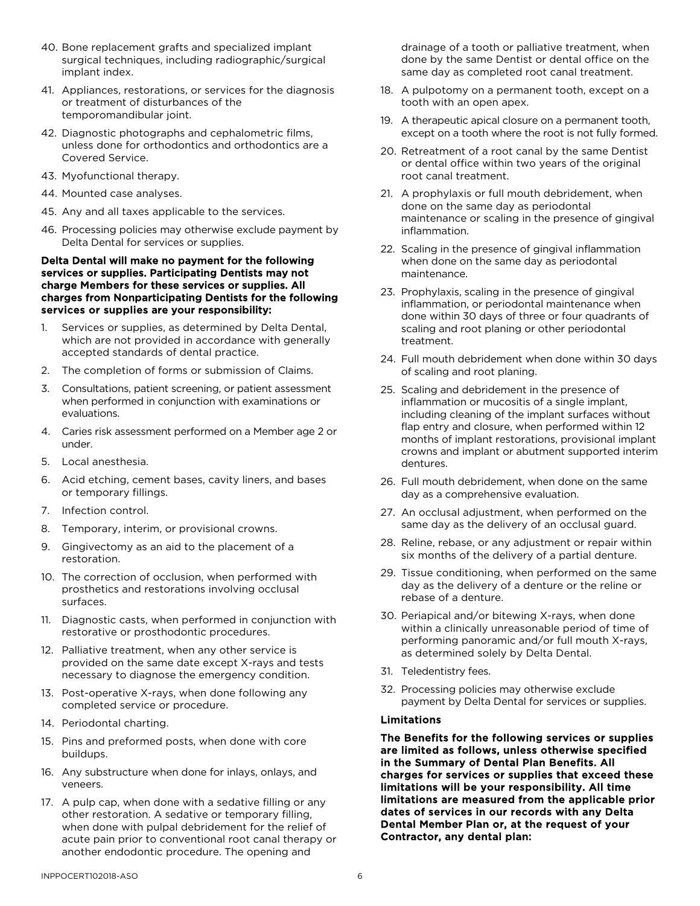40. Bone replacement grafts and specialized implant surgical techniques, including radiographic/surgical implant index.
41. Appliances, restorations, or services for the diagnosis or treatment of disturbances of the temporomandibular joint.
42. Diagnostic photographs and cephalometric films, unless done for orthodontics and orthodontics are a Covered Service.
43. Myofunctional therapy.
44. Mounted case analyses.
45. Any and all taxes applicable to the services.
46. Processing policies may otherwise exclude payment by Delta Dental for services or supplies.

**Delta Dental will make no payment for the following services or supplies. Participating Dentists may not charge Members for these services or supplies. All charges from Nonparticipating Dentists for the following services or supplies are your responsibility:**

1. Services or supplies, as determined by Delta Dental, which are not provided in accordance with generally accepted standards of dental practice.
2. The completion of forms or submission of Claims.
3. Consultations, patient screening, or patient assessment when performed in conjunction with examinations or evaluations.
4. Caries risk assessment performed on a Member age 2 or under.
5. Local anesthesia.
6. Acid etching, cement bases, cavity liners, and bases or temporary fillings.
7. Infection control.
8. Temporary, interim, or provisional crowns.
9. Gingivectomy as an aid to the placement of a restoration.
10. The correction of occlusion, when performed with prosthetics and restorations involving occlusal surfaces.
11. Diagnostic casts, when performed in conjunction with restorative or prosthodontic procedures.
12. Palliative treatment, when any other service is provided on the same date except X-rays and tests necessary to diagnose the emergency condition.
13. Post-operative X-rays, when done following any completed service or procedure.
14. Periodontal charting.
15. Pins and preformed posts, when done with core buildups.
16. Any substructure when done for inlays, onlays, and veneers.
17. A pulp cap, when done with a sedative filling or any other restoration. A sedative or temporary filling, when done with pulpal debridement for the relief of acute pain prior to conventional root canal therapy or another endodontic procedure. The opening and drainage of a tooth or palliative treatment, when done by the same Dentist or dental office on the same day as completed root canal treatment.
18. A pulpotomy on a permanent tooth, except on a tooth with an open apex.
19. A therapeutic apical closure on a permanent tooth, except on a tooth where the root is not fully formed.
20. Retreatment of a root canal by the same Dentist or dental office within two years of the original root canal treatment.
21. A prophylaxis or full mouth debridement, when done on the same day as periodontal maintenance or scaling in the presence of gingival inflammation.
22. Scaling in the presence of gingival inflammation when done on the same day as periodontal maintenance.
23. Prophylaxis, scaling in the presence of gingival inflammation, or periodontal maintenance when done within 30 days of three or four quadrants of scaling and root planing or other periodontal treatment.
24. Full mouth debridement when done within 30 days of scaling and root planing.
25. Scaling and debridement in the presence of inflammation or mucositis of a single implant, including cleaning of the implant surfaces without flap entry and closure, when performed within 12 months of implant restorations, provisional implant crowns and implant or abutment supported interim dentures.
26. Full mouth debridement, when done on the same day as a comprehensive evaluation.
27. An occlusal adjustment, when performed on the same day as the delivery of an occlusal guard.
28. Reline, rebase, or any adjustment or repair within six months of the delivery of a partial denture.
29. Tissue conditioning, when performed on the same day as the delivery of a denture or the reline or rebase of a denture.
30. Periapical and/or bitewing X-rays, when done within a clinically unreasonable period of time of performing panoramic and/or full mouth X-rays, as determined solely by Delta Dental.
31. Teledentistry fees.
32. Processing policies may otherwise exclude payment by Delta Dental for services or supplies.

**Limitations**

**The Benefits for the following services or supplies are limited as follows, unless otherwise specified in the Summary of Dental Plan Benefits. All charges for services or supplies that exceed these limitations will be your responsibility. All time limitations are measured from the applicable prior dates of services in our records with any Delta Dental Member Plan or, at the request of your Contractor, any dental plan:**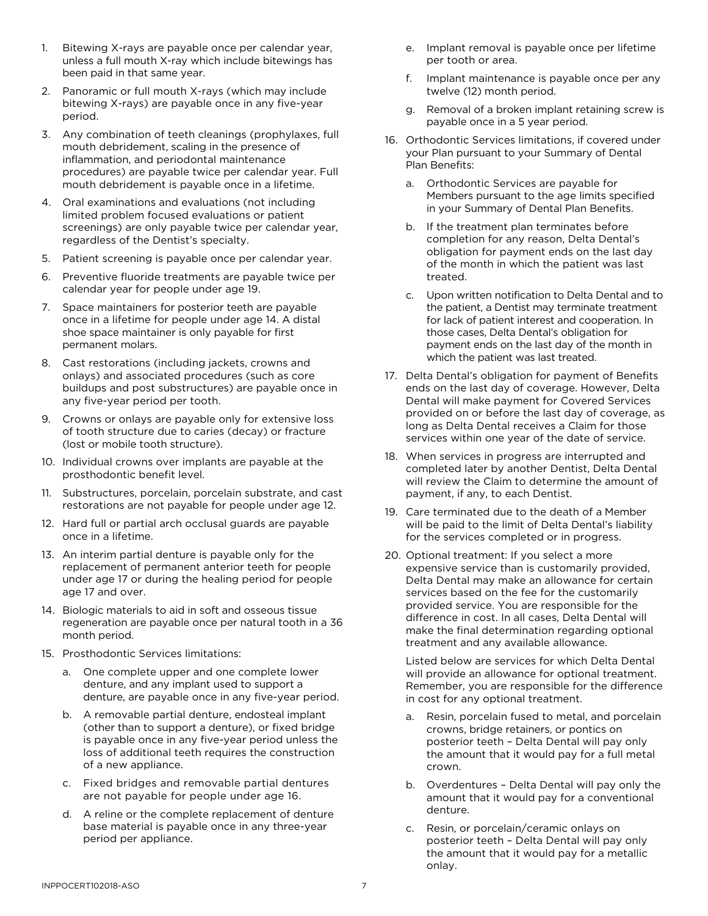1. Bitewing X-rays are payable once per calendar year, unless a full mouth X-ray which include bitewings has been paid in that same year.
2. Panoramic or full mouth X-rays (which may include bitewing X-rays) are payable once in any five-year period.
3. Any combination of teeth cleanings (prophylaxes, full mouth debridement, scaling in the presence of inflammation, and periodontal maintenance procedures) are payable twice per calendar year. Full mouth debridement is payable once in a lifetime.
4. Oral examinations and evaluations (not including limited problem focused evaluations or patient screenings) are only payable twice per calendar year, regardless of the Dentist's specialty.
5. Patient screening is payable once per calendar year.
6. Preventive fluoride treatments are payable twice per calendar year for people under age 19.
7. Space maintainers for posterior teeth are payable once in a lifetime for people under age 14. A distal shoe space maintainer is only payable for first permanent molars.
8. Cast restorations (including jackets, crowns and onlays) and associated procedures (such as core buildups and post substructures) are payable once in any five-year period per tooth.
9. Crowns or onlays are payable only for extensive loss of tooth structure due to caries (decay) or fracture (lost or mobile tooth structure).
10. Individual crowns over implants are payable at the prosthodontic benefit level.
11. Substructures, porcelain, porcelain substrate, and cast restorations are not payable for people under age 12.
12. Hard full or partial arch occlusal guards are payable once in a lifetime.
13. An interim partial denture is payable only for the replacement of permanent anterior teeth for people under age 17 or during the healing period for people age 17 and over.
14. Biologic materials to aid in soft and osseous tissue regeneration are payable once per natural tooth in a 36 month period.
15. Prosthodontic Services limitations:
    a. One complete upper and one complete lower denture, and any implant used to support a denture, are payable once in any five-year period.
    b. A removable partial denture, endosteal implant (other than to support a denture), or fixed bridge is payable once in any five-year period unless the loss of additional teeth requires the construction of a new appliance.
    c. Fixed bridges and removable partial dentures are not payable for people under age 16.
    d. A reline or the complete replacement of denture base material is payable once in any three-year period per appliance.
    e. Implant removal is payable once per lifetime per tooth or area.
    f. Implant maintenance is payable once per any twelve (12) month period.
    g. Removal of a broken implant retaining screw is payable once in a 5 year period.
16. Orthodontic Services limitations, if covered under your Plan pursuant to your Summary of Dental Plan Benefits:
    a. Orthodontic Services are payable for Members pursuant to the age limits specified in your Summary of Dental Plan Benefits.
    b. If the treatment plan terminates before completion for any reason, Delta Dental's obligation for payment ends on the last day of the month in which the patient was last treated.
    c. Upon written notification to Delta Dental and to the patient, a Dentist may terminate treatment for lack of patient interest and cooperation. In those cases, Delta Dental's obligation for payment ends on the last day of the month in which the patient was last treated.
17. Delta Dental's obligation for payment of Benefits ends on the last day of coverage. However, Delta Dental will make payment for Covered Services provided on or before the last day of coverage, as long as Delta Dental receives a Claim for those services within one year of the date of service.
18. When services in progress are interrupted and completed later by another Dentist, Delta Dental will review the Claim to determine the amount of payment, if any, to each Dentist.
19. Care terminated due to the death of a Member will be paid to the limit of Delta Dental's liability for the services completed or in progress.
20. Optional treatment: If you select a more expensive service than is customarily provided, Delta Dental may make an allowance for certain services based on the fee for the customarily provided service. You are responsible for the difference in cost. In all cases, Delta Dental will make the final determination regarding optional treatment and any available allowance.

    Listed below are services for which Delta Dental will provide an allowance for optional treatment. Remember, you are responsible for the difference in cost for any optional treatment.

    a. Resin, porcelain fused to metal, and porcelain crowns, bridge retainers, or pontics on posterior teeth – Delta Dental will pay only the amount that it would pay for a full metal crown.
    b. Overdentures – Delta Dental will pay only the amount that it would pay for a conventional denture.
    c. Resin, or porcelain/ceramic onlays on posterior teeth – Delta Dental will pay only the amount that it would pay for a metallic onlay.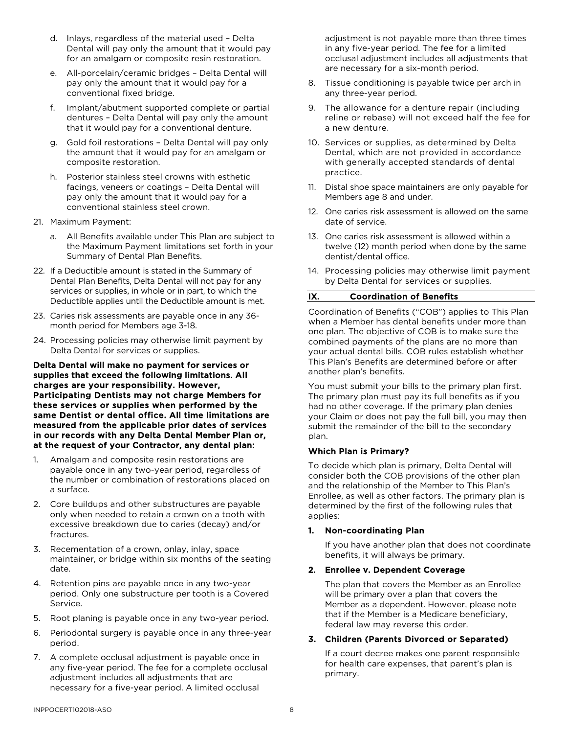d. Inlays, regardless of the material used – Delta Dental will pay only the amount that it would pay for an amalgam or composite resin restoration.

   e. All-porcelain/ceramic bridges – Delta Dental will pay only the amount that it would pay for a conventional fixed bridge.

   f. Implant/abutment supported complete or partial dentures – Delta Dental will pay only the amount that it would pay for a conventional denture.

   g. Gold foil restorations – Delta Dental will pay only the amount that it would pay for an amalgam or composite restoration.

   h. Posterior stainless steel crowns with esthetic facings, veneers or coatings – Delta Dental will pay only the amount that it would pay for a conventional stainless steel crown.

21. Maximum Payment:

   a. All Benefits available under This Plan are subject to the Maximum Payment limitations set forth in your Summary of Dental Plan Benefits.

22. If a Deductible amount is stated in the Summary of Dental Plan Benefits, Delta Dental will not pay for any services or supplies, in whole or in part, to which the Deductible applies until the Deductible amount is met.

23. Caries risk assessments are payable once in any 36-month period for Members age 3-18.

24. Processing policies may otherwise limit payment by Delta Dental for services or supplies.

**Delta Dental will make no payment for services or supplies that exceed the following limitations. All charges are your responsibility. However, Participating Dentists may not charge Members for these services or supplies when performed by the same Dentist or dental office. All time limitations are measured from the applicable prior dates of services in our records with any Delta Dental Member Plan or, at the request of your Contractor, any dental plan:**

1. Amalgam and composite resin restorations are payable once in any two-year period, regardless of the number or combination of restorations placed on a surface.
2. Core buildups and other substructures are payable only when needed to retain a crown on a tooth with excessive breakdown due to caries (decay) and/or fractures.
3. Recementation of a crown, onlay, inlay, space maintainer, or bridge within six months of the seating date.
4. Retention pins are payable once in any two-year period. Only one substructure per tooth is a Covered Service.
5. Root planing is payable once in any two-year period.
6. Periodontal surgery is payable once in any three-year period.
7. A complete occlusal adjustment is payable once in any five-year period. The fee for a complete occlusal adjustment includes all adjustments that are necessary for a five-year period. A limited occlusal adjustment is not payable more than three times in any five-year period. The fee for a limited occlusal adjustment includes all adjustments that are necessary for a six-month period.
8. Tissue conditioning is payable twice per arch in any three-year period.
9. The allowance for a denture repair (including reline or rebase) will not exceed half the fee for a new denture.
10. Services or supplies, as determined by Delta Dental, which are not provided in accordance with generally accepted standards of dental practice.
11. Distal shoe space maintainers are only payable for Members age 8 and under.
12. One caries risk assessment is allowed on the same date of service.
13. One caries risk assessment is allowed within a twelve (12) month period when done by the same dentist/dental office.
14. Processing policies may otherwise limit payment by Delta Dental for services or supplies.

## IX. Coordination of Benefits

Coordination of Benefits ("COB") applies to This Plan when a Member has dental benefits under more than one plan. The objective of COB is to make sure the combined payments of the plans are no more than your actual dental bills. COB rules establish whether This Plan's Benefits are determined before or after another plan's benefits.

You must submit your bills to the primary plan first. The primary plan must pay its full benefits as if you had no other coverage. If the primary plan denies your Claim or does not pay the full bill, you may then submit the remainder of the bill to the secondary plan.

### Which Plan is Primary?

To decide which plan is primary, Delta Dental will consider both the COB provisions of the other plan and the relationship of the Member to This Plan's Enrollee, as well as other factors. The primary plan is determined by the first of the following rules that applies:

**1. Non-coordinating Plan**

If you have another plan that does not coordinate benefits, it will always be primary.

**2. Enrollee v. Dependent Coverage**

The plan that covers the Member as an Enrollee will be primary over a plan that covers the Member as a dependent. However, please note that if the Member is a Medicare beneficiary, federal law may reverse this order.

**3. Children (Parents Divorced or Separated)**

If a court decree makes one parent responsible for health care expenses, that parent's plan is primary.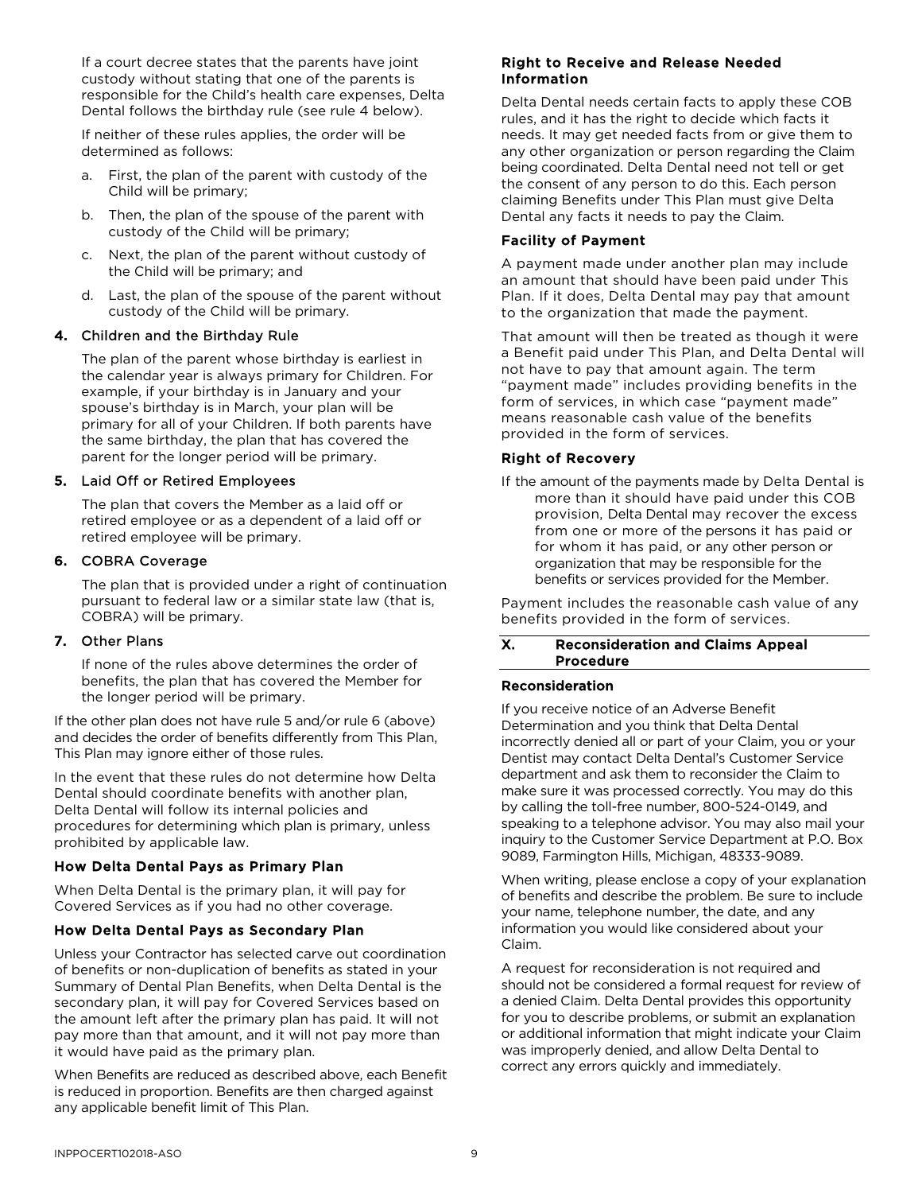If a court decree states that the parents have joint custody without stating that one of the parents is responsible for the Child's health care expenses, Delta Dental follows the birthday rule (see rule 4 below).

If neither of these rules applies, the order will be determined as follows:

a. First, the plan of the parent with custody of the Child will be primary;
b. Then, the plan of the spouse of the parent with custody of the Child will be primary;
c. Next, the plan of the parent without custody of the Child will be primary; and
d. Last, the plan of the spouse of the parent without custody of the Child will be primary.

**4.** Children and the Birthday Rule

The plan of the parent whose birthday is earliest in the calendar year is always primary for Children. For example, if your birthday is in January and your spouse's birthday is in March, your plan will be primary for all of your Children. If both parents have the same birthday, the plan that has covered the parent for the longer period will be primary.

**5.** Laid Off or Retired Employees

The plan that covers the Member as a laid off or retired employee or as a dependent of a laid off or retired employee will be primary.

**6.** COBRA Coverage

The plan that is provided under a right of continuation pursuant to federal law or a similar state law (that is, COBRA) will be primary.

**7.** Other Plans

If none of the rules above determines the order of benefits, the plan that has covered the Member for the longer period will be primary.

If the other plan does not have rule 5 and/or rule 6 (above) and decides the order of benefits differently from This Plan, This Plan may ignore either of those rules.

In the event that these rules do not determine how Delta Dental should coordinate benefits with another plan, Delta Dental will follow its internal policies and procedures for determining which plan is primary, unless prohibited by applicable law.

**How Delta Dental Pays as Primary Plan**

When Delta Dental is the primary plan, it will pay for Covered Services as if you had no other coverage.

**How Delta Dental Pays as Secondary Plan**

Unless your Contractor has selected carve out coordination of benefits or non-duplication of benefits as stated in your Summary of Dental Plan Benefits, when Delta Dental is the secondary plan, it will pay for Covered Services based on the amount left after the primary plan has paid. It will not pay more than that amount, and it will not pay more than it would have paid as the primary plan.

When Benefits are reduced as described above, each Benefit is reduced in proportion. Benefits are then charged against any applicable benefit limit of This Plan.

**Right to Receive and Release Needed Information**

Delta Dental needs certain facts to apply these COB rules, and it has the right to decide which facts it needs. It may get needed facts from or give them to any other organization or person regarding the Claim being coordinated. Delta Dental need not tell or get the consent of any person to do this. Each person claiming Benefits under This Plan must give Delta Dental any facts it needs to pay the Claim.

**Facility of Payment**

A payment made under another plan may include an amount that should have been paid under This Plan. If it does, Delta Dental may pay that amount to the organization that made the payment.

That amount will then be treated as though it were a Benefit paid under This Plan, and Delta Dental will not have to pay that amount again. The term "payment made" includes providing benefits in the form of services, in which case "payment made" means reasonable cash value of the benefits provided in the form of services.

**Right of Recovery**

If the amount of the payments made by Delta Dental is more than it should have paid under this COB provision, Delta Dental may recover the excess from one or more of the persons it has paid or for whom it has paid, or any other person or organization that may be responsible for the benefits or services provided for the Member.

Payment includes the reasonable cash value of any benefits provided in the form of services.

## X. Reconsideration and Claims Appeal Procedure

**Reconsideration**

If you receive notice of an Adverse Benefit Determination and you think that Delta Dental incorrectly denied all or part of your Claim, you or your Dentist may contact Delta Dental's Customer Service department and ask them to reconsider the Claim to make sure it was processed correctly. You may do this by calling the toll-free number, 800-524-0149, and speaking to a telephone advisor. You may also mail your inquiry to the Customer Service Department at P.O. Box 9089, Farmington Hills, Michigan, 48333-9089.

When writing, please enclose a copy of your explanation of benefits and describe the problem. Be sure to include your name, telephone number, the date, and any information you would like considered about your Claim.

A request for reconsideration is not required and should not be considered a formal request for review of a denied Claim. Delta Dental provides this opportunity for you to describe problems, or submit an explanation or additional information that might indicate your Claim was improperly denied, and allow Delta Dental to correct any errors quickly and immediately.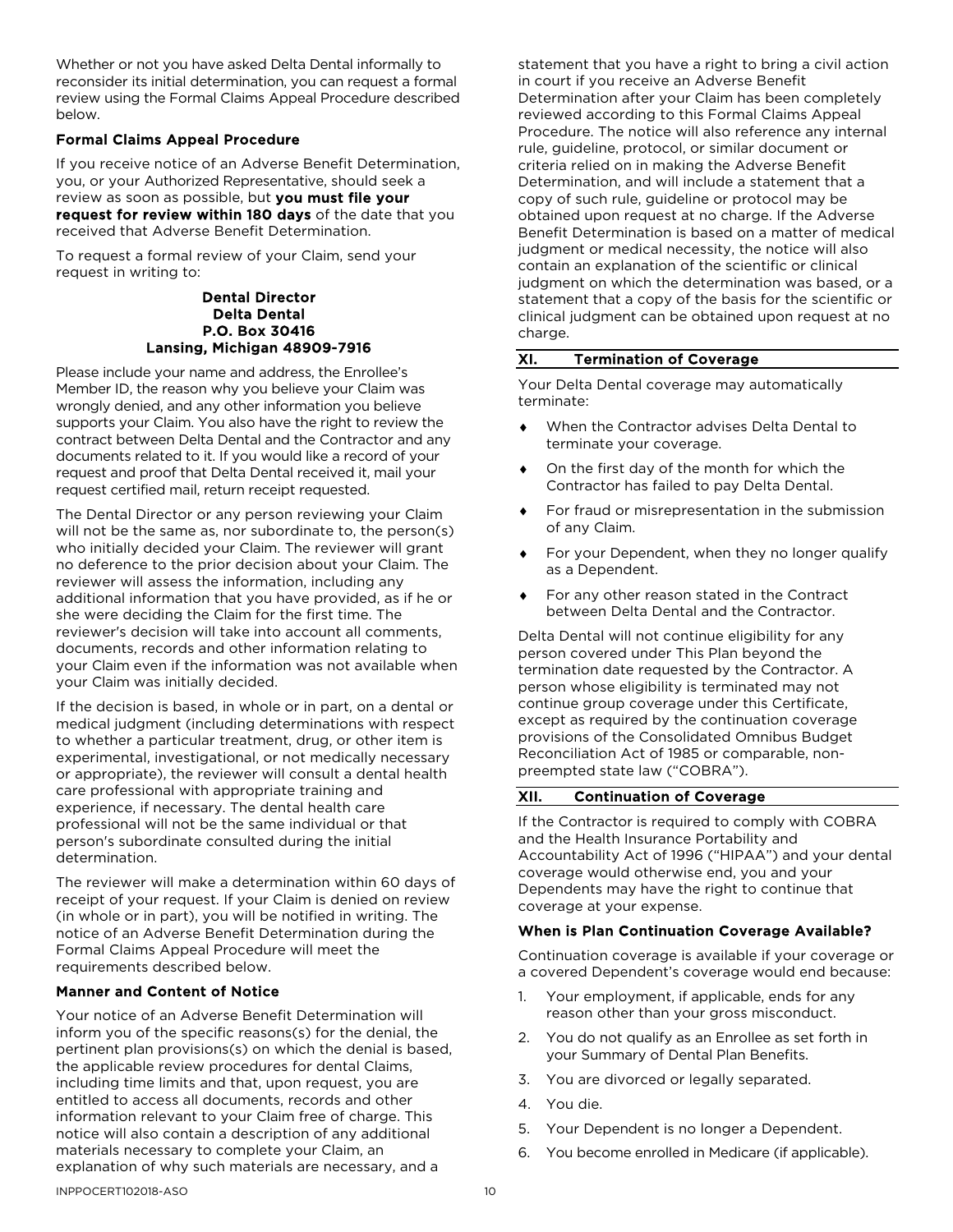Whether or not you have asked Delta Dental informally to reconsider its initial determination, you can request a formal review using the Formal Claims Appeal Procedure described below.

### Formal Claims Appeal Procedure

If you receive notice of an Adverse Benefit Determination, you, or your Authorized Representative, should seek a review as soon as possible, but **you must file your request for review within 180 days** of the date that you received that Adverse Benefit Determination.

To request a formal review of your Claim, send your request in writing to:

**Dental Director**
**Delta Dental**
**P.O. Box 30416**
**Lansing, Michigan 48909-7916**

Please include your name and address, the Enrollee's Member ID, the reason why you believe your Claim was wrongly denied, and any other information you believe supports your Claim. You also have the right to review the contract between Delta Dental and the Contractor and any documents related to it. If you would like a record of your request and proof that Delta Dental received it, mail your request certified mail, return receipt requested.

The Dental Director or any person reviewing your Claim will not be the same as, nor subordinate to, the person(s) who initially decided your Claim. The reviewer will grant no deference to the prior decision about your Claim. The reviewer will assess the information, including any additional information that you have provided, as if he or she were deciding the Claim for the first time. The reviewer's decision will take into account all comments, documents, records and other information relating to your Claim even if the information was not available when your Claim was initially decided.

If the decision is based, in whole or in part, on a dental or medical judgment (including determinations with respect to whether a particular treatment, drug, or other item is experimental, investigational, or not medically necessary or appropriate), the reviewer will consult a dental health care professional with appropriate training and experience, if necessary. The dental health care professional will not be the same individual or that person's subordinate consulted during the initial determination.

The reviewer will make a determination within 60 days of receipt of your request. If your Claim is denied on review (in whole or in part), you will be notified in writing. The notice of an Adverse Benefit Determination during the Formal Claims Appeal Procedure will meet the requirements described below.

### Manner and Content of Notice

Your notice of an Adverse Benefit Determination will inform you of the specific reasons(s) for the denial, the pertinent plan provisions(s) on which the denial is based, the applicable review procedures for dental Claims, including time limits and that, upon request, you are entitled to access all documents, records and other information relevant to your Claim free of charge. This notice will also contain a description of any additional materials necessary to complete your Claim, an explanation of why such materials are necessary, and a statement that you have a right to bring a civil action in court if you receive an Adverse Benefit Determination after your Claim has been completely reviewed according to this Formal Claims Appeal Procedure. The notice will also reference any internal rule, guideline, protocol, or similar document or criteria relied on in making the Adverse Benefit Determination, and will include a statement that a copy of such rule, guideline or protocol may be obtained upon request at no charge. If the Adverse Benefit Determination is based on a matter of medical judgment or medical necessity, the notice will also contain an explanation of the scientific or clinical judgment on which the determination was based, or a statement that a copy of the basis for the scientific or clinical judgment can be obtained upon request at no charge.

## XI. Termination of Coverage

Your Delta Dental coverage may automatically terminate:

- When the Contractor advises Delta Dental to terminate your coverage.
- On the first day of the month for which the Contractor has failed to pay Delta Dental.
- For fraud or misrepresentation in the submission of any Claim.
- For your Dependent, when they no longer qualify as a Dependent.
- For any other reason stated in the Contract between Delta Dental and the Contractor.

Delta Dental will not continue eligibility for any person covered under This Plan beyond the termination date requested by the Contractor. A person whose eligibility is terminated may not continue group coverage under this Certificate, except as required by the continuation coverage provisions of the Consolidated Omnibus Budget Reconciliation Act of 1985 or comparable, non-preempted state law ("COBRA").

## XII. Continuation of Coverage

If the Contractor is required to comply with COBRA and the Health Insurance Portability and Accountability Act of 1996 ("HIPAA") and your dental coverage would otherwise end, you and your Dependents may have the right to continue that coverage at your expense.

### When is Plan Continuation Coverage Available?

Continuation coverage is available if your coverage or a covered Dependent's coverage would end because:

1. Your employment, if applicable, ends for any reason other than your gross misconduct.
2. You do not qualify as an Enrollee as set forth in your Summary of Dental Plan Benefits.
3. You are divorced or legally separated.
4. You die.
5. Your Dependent is no longer a Dependent.
6. You become enrolled in Medicare (if applicable).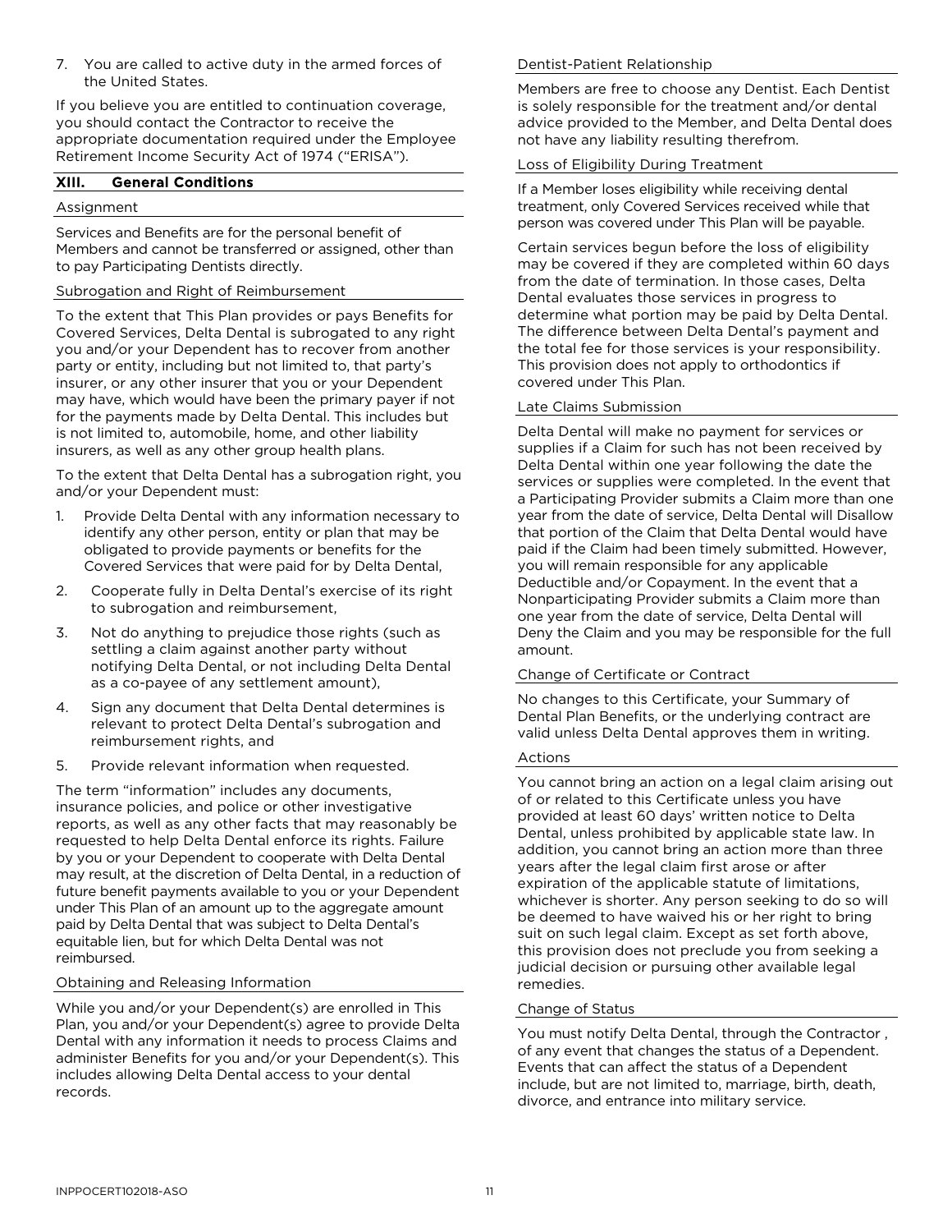7. You are called to active duty in the armed forces of the United States.

If you believe you are entitled to continuation coverage, you should contact the Contractor to receive the appropriate documentation required under the Employee Retirement Income Security Act of 1974 ("ERISA").

## XIII. General Conditions

### Assignment

Services and Benefits are for the personal benefit of Members and cannot be transferred or assigned, other than to pay Participating Dentists directly.

### Subrogation and Right of Reimbursement

To the extent that This Plan provides or pays Benefits for Covered Services, Delta Dental is subrogated to any right you and/or your Dependent has to recover from another party or entity, including but not limited to, that party's insurer, or any other insurer that you or your Dependent may have, which would have been the primary payer if not for the payments made by Delta Dental. This includes but is not limited to, automobile, home, and other liability insurers, as well as any other group health plans.

To the extent that Delta Dental has a subrogation right, you and/or your Dependent must:

1. Provide Delta Dental with any information necessary to identify any other person, entity or plan that may be obligated to provide payments or benefits for the Covered Services that were paid for by Delta Dental,
2. Cooperate fully in Delta Dental's exercise of its right to subrogation and reimbursement,
3. Not do anything to prejudice those rights (such as settling a claim against another party without notifying Delta Dental, or not including Delta Dental as a co-payee of any settlement amount),
4. Sign any document that Delta Dental determines is relevant to protect Delta Dental's subrogation and reimbursement rights, and
5. Provide relevant information when requested.

The term "information" includes any documents, insurance policies, and police or other investigative reports, as well as any other facts that may reasonably be requested to help Delta Dental enforce its rights. Failure by you or your Dependent to cooperate with Delta Dental may result, at the discretion of Delta Dental, in a reduction of future benefit payments available to you or your Dependent under This Plan of an amount up to the aggregate amount paid by Delta Dental that was subject to Delta Dental's equitable lien, but for which Delta Dental was not reimbursed.

### Obtaining and Releasing Information

While you and/or your Dependent(s) are enrolled in This Plan, you and/or your Dependent(s) agree to provide Delta Dental with any information it needs to process Claims and administer Benefits for you and/or your Dependent(s). This includes allowing Delta Dental access to your dental records.

### Dentist-Patient Relationship

Members are free to choose any Dentist. Each Dentist is solely responsible for the treatment and/or dental advice provided to the Member, and Delta Dental does not have any liability resulting therefrom.

### Loss of Eligibility During Treatment

If a Member loses eligibility while receiving dental treatment, only Covered Services received while that person was covered under This Plan will be payable.

Certain services begun before the loss of eligibility may be covered if they are completed within 60 days from the date of termination. In those cases, Delta Dental evaluates those services in progress to determine what portion may be paid by Delta Dental. The difference between Delta Dental's payment and the total fee for those services is your responsibility. This provision does not apply to orthodontics if covered under This Plan.

### Late Claims Submission

Delta Dental will make no payment for services or supplies if a Claim for such has not been received by Delta Dental within one year following the date the services or supplies were completed. In the event that a Participating Provider submits a Claim more than one year from the date of service, Delta Dental will Disallow that portion of the Claim that Delta Dental would have paid if the Claim had been timely submitted. However, you will remain responsible for any applicable Deductible and/or Copayment. In the event that a Nonparticipating Provider submits a Claim more than one year from the date of service, Delta Dental will Deny the Claim and you may be responsible for the full amount.

### Change of Certificate or Contract

No changes to this Certificate, your Summary of Dental Plan Benefits, or the underlying contract are valid unless Delta Dental approves them in writing.

### Actions

You cannot bring an action on a legal claim arising out of or related to this Certificate unless you have provided at least 60 days' written notice to Delta Dental, unless prohibited by applicable state law. In addition, you cannot bring an action more than three years after the legal claim first arose or after expiration of the applicable statute of limitations, whichever is shorter. Any person seeking to do so will be deemed to have waived his or her right to bring suit on such legal claim. Except as set forth above, this provision does not preclude you from seeking a judicial decision or pursuing other available legal remedies.

### Change of Status

You must notify Delta Dental, through the Contractor , of any event that changes the status of a Dependent. Events that can affect the status of a Dependent include, but are not limited to, marriage, birth, death, divorce, and entrance into military service.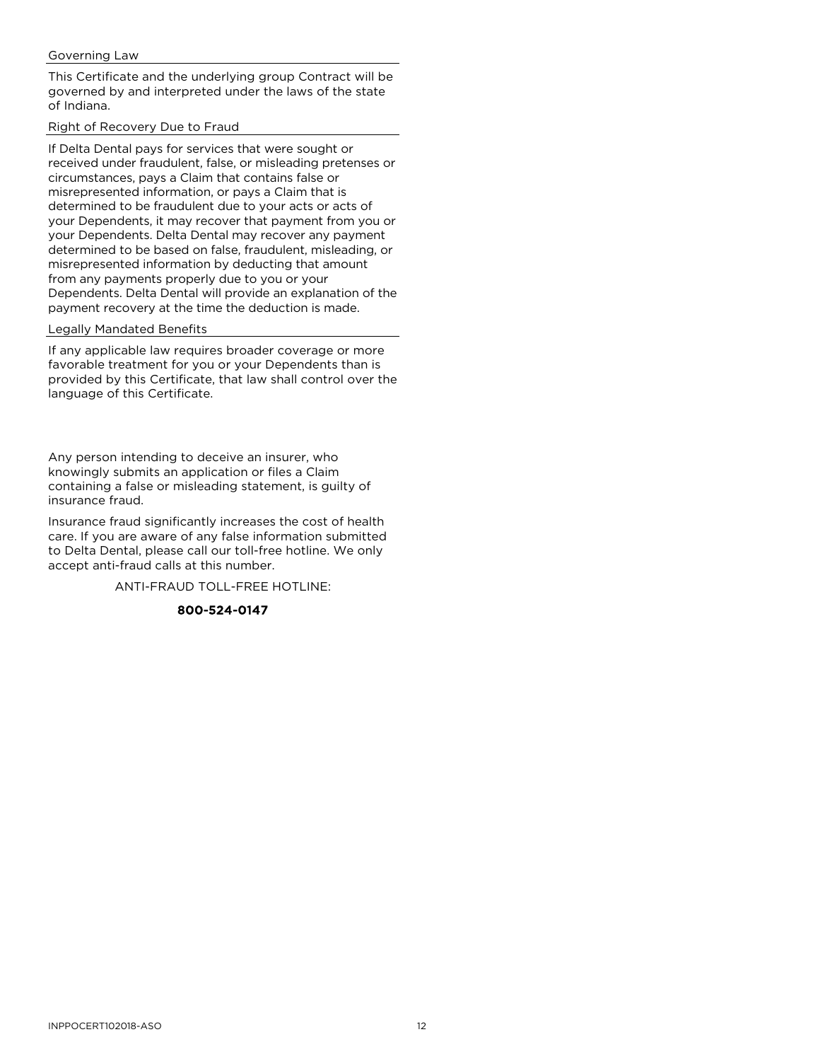### Governing Law

This Certificate and the underlying group Contract will be governed by and interpreted under the laws of the state of Indiana.

### Right of Recovery Due to Fraud

If Delta Dental pays for services that were sought or received under fraudulent, false, or misleading pretenses or circumstances, pays a Claim that contains false or misrepresented information, or pays a Claim that is determined to be fraudulent due to your acts or acts of your Dependents, it may recover that payment from you or your Dependents. Delta Dental may recover any payment determined to be based on false, fraudulent, misleading, or misrepresented information by deducting that amount from any payments properly due to you or your Dependents. Delta Dental will provide an explanation of the payment recovery at the time the deduction is made.

### Legally Mandated Benefits

If any applicable law requires broader coverage or more favorable treatment for you or your Dependents than is provided by this Certificate, that law shall control over the language of this Certificate.

Any person intending to deceive an insurer, who knowingly submits an application or files a Claim containing a false or misleading statement, is guilty of insurance fraud.

Insurance fraud significantly increases the cost of health care. If you are aware of any false information submitted to Delta Dental, please call our toll-free hotline. We only accept anti-fraud calls at this number.

ANTI-FRAUD TOLL-FREE HOTLINE:

**800-524-0147**